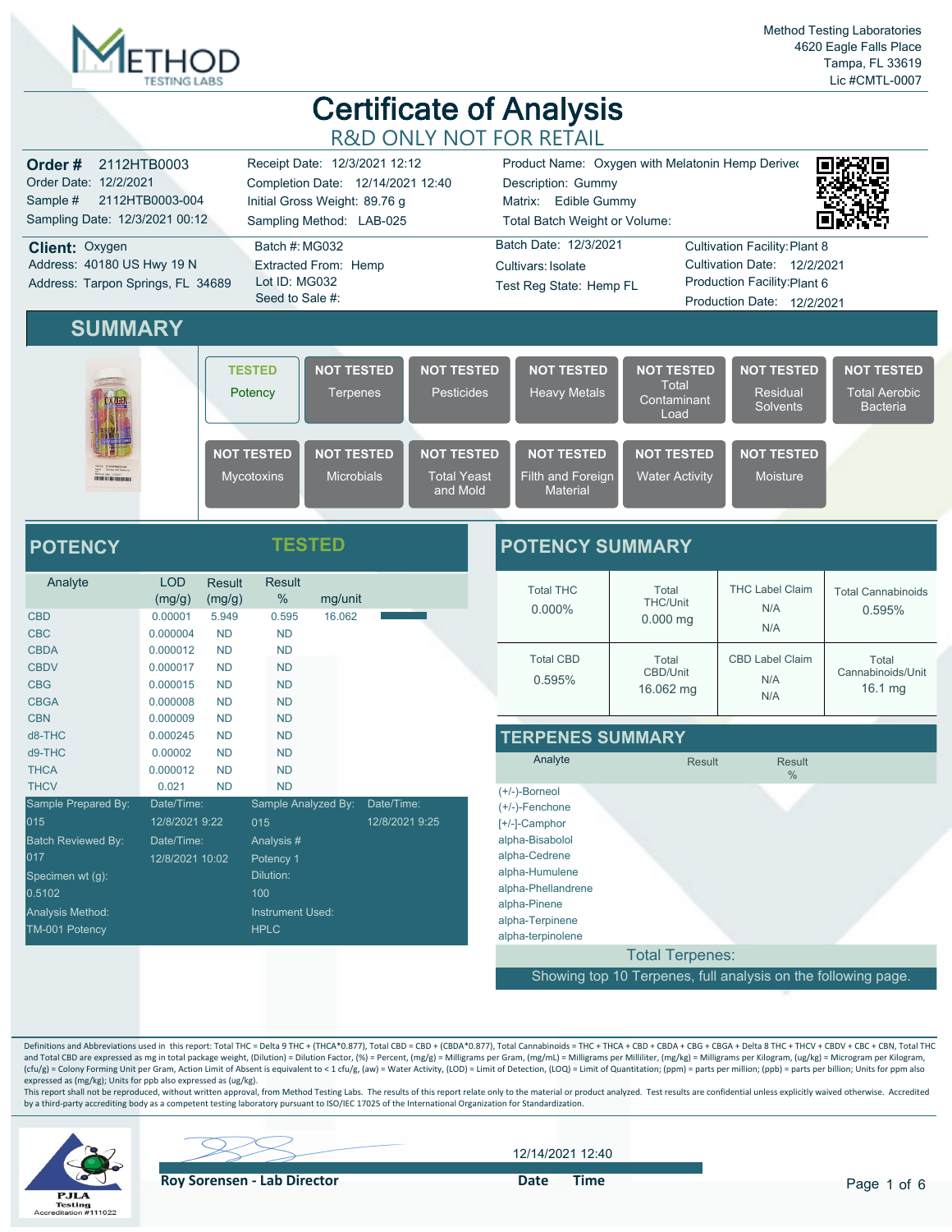Method Testing Laboratories
4620 Eagle Falls Place
Tampa, FL 33619
Lic #CMTL-0007

# Certificate of Analysis

R&D ONLY NOT FOR RETAIL

**Order #** 2112HTB0003
Order Date: 12/2/2021
Sample # 2112HTB0003-004
Sampling Date: 12/3/2021 00:12

Receipt Date: 12/3/2021 12:12
Completion Date: 12/14/2021 12:40
Initial Gross Weight: 89.76 g
Sampling Method: LAB-025

Product Name: Oxygen with Melatonin Hemp Derived
Description: Gummy
Matrix: Edible Gummy
Total Batch Weight or Volume:

**Client:** Oxygen
Address: 40180 US Hwy 19 N
Address: Tarpon Springs, FL 34689

Batch #: MG032
Extracted From: Hemp
Lot ID: MG032
Seed to Sale #:

Batch Date: 12/3/2021
Cultivars: Isolate
Test Reg State: Hemp FL

Cultivation Facility: Plant 8
Cultivation Date: 12/2/2021
Production Facility: Plant 6
Production Date: 12/2/2021

## SUMMARY

| Test | Status |
|---|---|
| Potency | TESTED |
| Terpenes | NOT TESTED |
| Pesticides | NOT TESTED |
| Heavy Metals | NOT TESTED |
| Total Contaminant Load | NOT TESTED |
| Residual Solvents | NOT TESTED |
| Total Aerobic Bacteria | NOT TESTED |
| Mycotoxins | NOT TESTED |
| Microbials | NOT TESTED |
| Total Yeast and Mold | NOT TESTED |
| Filth and Foreign Material | NOT TESTED |
| Water Activity | NOT TESTED |
| Moisture | NOT TESTED |

## POTENCY — TESTED

| Analyte | LOD (mg/g) | Result (mg/g) | Result % | mg/unit |
|---|---|---|---|---|
| CBD | 0.00001 | 5.949 | 0.595 | 16.062 |
| CBC | 0.000004 | ND | ND | |
| CBDA | 0.000012 | ND | ND | |
| CBDV | 0.000017 | ND | ND | |
| CBG | 0.000015 | ND | ND | |
| CBGA | 0.000008 | ND | ND | |
| CBN | 0.000009 | ND | ND | |
| d8-THC | 0.000245 | ND | ND | |
| d9-THC | 0.00002 | ND | ND | |
| THCA | 0.000012 | ND | ND | |
| THCV | 0.021 | ND | ND | |

| | | | |
|---|---|---|---|
| Sample Prepared By: | Date/Time: | Sample Analyzed By: | Date/Time: |
| 015 | 12/8/2021 9:22 | 015 | 12/8/2021 9:25 |
| Batch Reviewed By: | Date/Time: | Analysis # | |
| 017 | 12/8/2021 10:02 | Potency 1 | |
| Specimen wt (g): | | Dilution: | |
| 0.5102 | | 100 | |
| Analysis Method: | | Instrument Used: | |
| TM-001 Potency | | HPLC | |

## POTENCY SUMMARY

| | | | |
|---|---|---|---|
| Total THC 0.000% | Total THC/Unit 0.000 mg | THC Label Claim N/A N/A | Total Cannabinoids 0.595% |
| Total CBD 0.595% | Total CBD/Unit 16.062 mg | CBD Label Claim N/A N/A | Total Cannabinoids/Unit 16.1 mg |

## TERPENES SUMMARY

| Analyte | Result | Result % |
|---|---|---|
| (+/-)-Borneol | | |
| (+/-)-Fenchone | | |
| [+/-]-Camphor | | |
| alpha-Bisabolol | | |
| alpha-Cedrene | | |
| alpha-Humulene | | |
| alpha-Phellandrene | | |
| alpha-Pinene | | |
| alpha-Terpinene | | |
| alpha-terpinolene | | |
| Total Terpenes: | | |

Showing top 10 Terpenes, full analysis on the following page.

Definitions and Abbreviations used in this report: Total THC = Delta 9 THC + (THCA*0.877), Total CBD = CBD + (CBDA*0.877), Total Cannabinoids = THC + THCA + CBD + CBDA + CBG + CBGA + Delta 8 THC + THCV + CBDV + CBC + CBN, Total THC and Total CBD are expressed as mg in total package weight, (Dilution) = Dilution Factor, (%) = Percent, (mg/g) = Milligrams per Gram, (mg/mL) = Milligrams per Milliliter, (mg/kg) = Milligrams per Kilogram, (ug/kg) = Microgram per Kilogram, (cfu/g) = Colony Forming Unit per Gram, Action Limit of Absent is equivalent to < 1 cfu/g, (aw) = Water Activity, (LOD) = Limit of Detection, (LOQ) = Limit of Quantitation; (ppm) = parts per million; (ppb) = parts per billion; Units for ppm also expressed as (mg/kg); Units for ppb also expressed as (ug/kg).

This report shall not be reproduced, without written approval, from Method Testing Labs. The results of this report relate only to the material or product analyzed. Test results are confidential unless explicitly waived otherwise. Accredited by a third-party accrediting body as a competent testing laboratory pursuant to ISO/IEC 17025 of the International Organization for Standardization.

PJLA Testing Accreditation #111022

**Roy Sorensen - Lab Director** — Date Time: 12/14/2021 12:40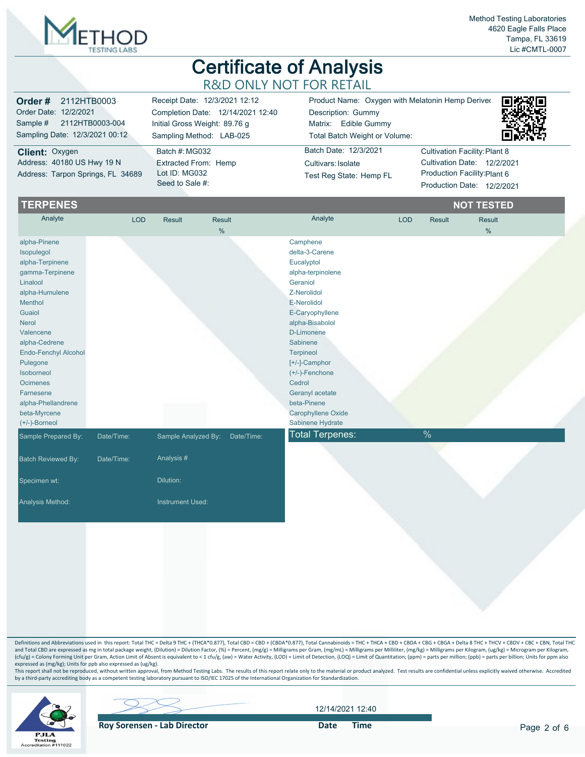Method Testing Laboratories
4620 Eagle Falls Place
Tampa, FL 33619
Lic #CMTL-0007

# Certificate of Analysis

## R&D ONLY NOT FOR RETAIL

| | | |
|---|---|---|
| **Order #** 2112HTB0003 | Receipt Date: 12/3/2021 12:12 | Product Name: Oxygen with Melatonin Hemp Derivec |
| Order Date: 12/2/2021 | Completion Date: 12/14/2021 12:40 | Description: Gummy |
| Sample # 2112HTB0003-004 | Initial Gross Weight: 89.76 g | Matrix: Edible Gummy |
| Sampling Date: 12/3/2021 00:12 | Sampling Method: LAB-025 | Total Batch Weight or Volume: |

| | | | |
|---|---|---|---|
| **Client:** Oxygen | Batch #: MG032 | Batch Date: 12/3/2021 | Cultivation Facility: Plant 8 |
| Address: 40180 US Hwy 19 N | Extracted From: Hemp | Cultivars: Isolate | Cultivation Date: 12/2/2021 |
| Address: Tarpon Springs, FL 34689 | Lot ID: MG032 | Test Reg State: Hemp FL | Production Facility: Plant 6 |
| | Seed to Sale #: | | Production Date: 12/2/2021 |

## TERPENES — NOT TESTED

| Analyte | LOD | Result | Result % | Analyte | LOD | Result | Result % |
|---|---|---|---|---|---|---|---|
| alpha-Pinene | | | | Camphene | | | |
| Isopulegol | | | | delta-3-Carene | | | |
| alpha-Terpinene | | | | Eucalyptol | | | |
| gamma-Terpinene | | | | alpha-terpinolene | | | |
| Linalool | | | | Geraniol | | | |
| alpha-Humulene | | | | Z-Nerolidol | | | |
| Menthol | | | | E-Nerolidol | | | |
| Guaiol | | | | E-Caryophyllene | | | |
| Nerol | | | | alpha-Bisabolol | | | |
| Valencene | | | | D-Limonene | | | |
| alpha-Cedrene | | | | Sabinene | | | |
| Endo-Fenchyl Alcohol | | | | Terpineol | | | |
| Pulegone | | | | [+/-]-Camphor | | | |
| Isoborneol | | | | (+/-)-Fenchone | | | |
| Ocimenes | | | | Cedrol | | | |
| Farnesene | | | | Geranyl acetate | | | |
| alpha-Phellandrene | | | | beta-Pinene | | | |
| beta-Myrcene | | | | Carophyllene Oxide | | | |
| (+/-)-Borneol | | | | Sabinene Hydrate | | | |

**Total Terpenes:** %

| | | | |
|---|---|---|---|
| Sample Prepared By: | Date/Time: | Sample Analyzed By: | Date/Time: |
| Batch Reviewed By: | Date/Time: | Analysis #: | |
| Specimen wt: | | Dilution: | |
| Analysis Method: | | Instrument Used: | |

Definitions and Abbreviations used in this report: Total THC = Delta 9 THC + (THCA*0.877), Total CBD = CBD + (CBDA*0.877), Total Cannabinoids = THC + THCA + CBD + CBDA + CBG + CBGA + Delta 8 THC + THCV + CBDV + CBC + CBN, Total THC and Total CBD are expressed as mg in total package weight, (Dilution) = Dilution Factor, (%) = Percent, (mg/g) = Milligrams per Gram, (mg/mL) = Milligrams per Milliliter, (mg/kg) = Milligrams per Kilogram, (ug/kg) = Microgram per Kilogram, (cfu/g) = Colony Forming Unit per Gram, Action Limit of Absent is equivalent to < 1 cfu/g, (aw) = Water Activity, (LOD) = Limit of Detection, (LOQ) = Limit of Quantitation; (ppm) = parts per million; (ppb) = parts per billion; Units for ppm also expressed as (mg/kg); Units for ppb also expressed as (ug/kg).

This report shall not be reproduced, without written approval, from Method Testing Labs. The results of this report relate only to the material or product analyzed. Test results are confidential unless explicitly waived otherwise. Accredited by a third-party accrediting body as a competent testing laboratory pursuant to ISO/IEC 17025 of the International Organization for Standardization.

PJLA Testing Accreditation #111022

**Roy Sorensen - Lab Director** — **Date Time** 12/14/2021 12:40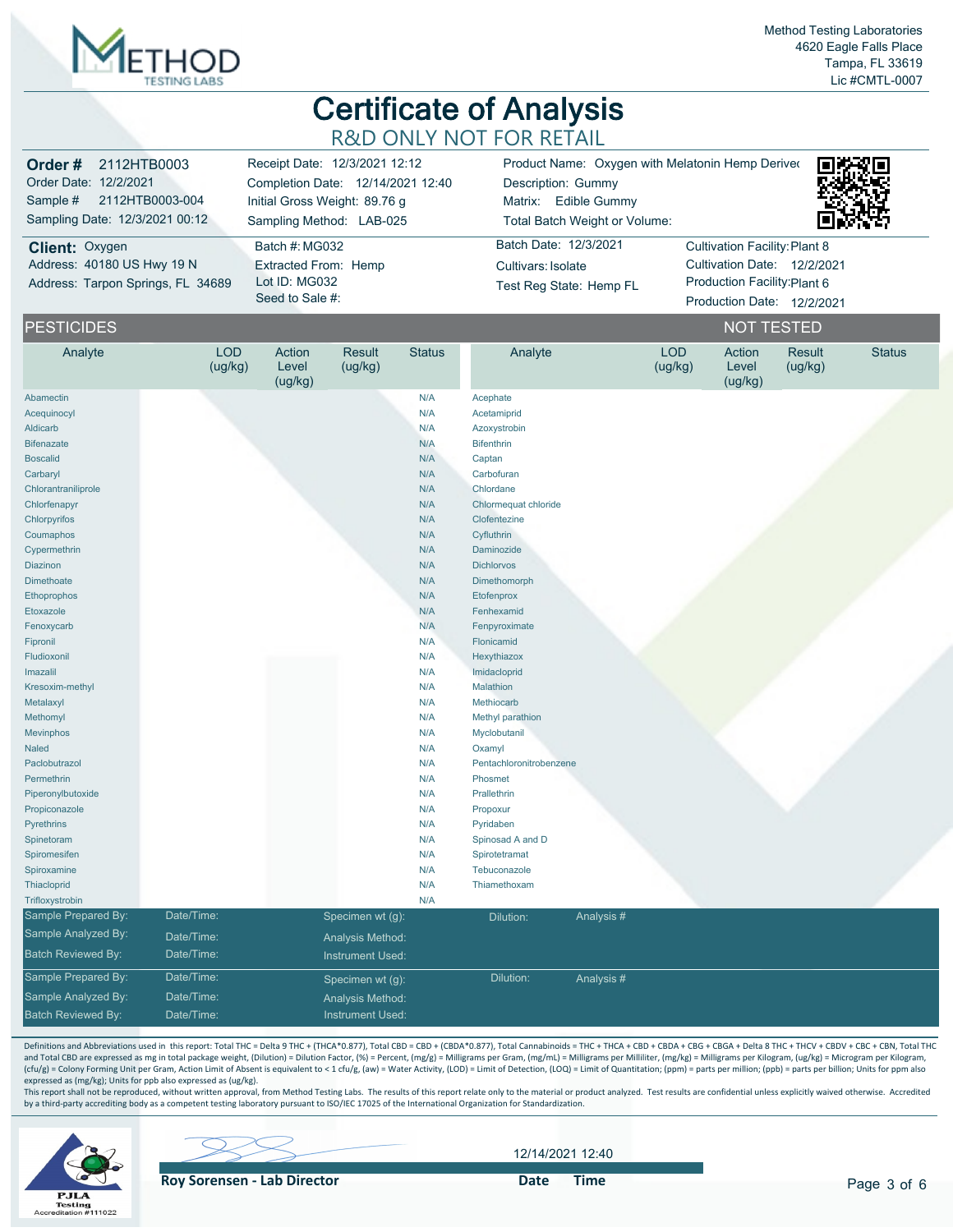Method Testing Laboratories
4620 Eagle Falls Place
Tampa, FL 33619
Lic #CMTL-0007

# Certificate of Analysis

## R&D ONLY NOT FOR RETAIL

| | | |
|---|---|---|
| **Order #** 2112HTB0003 | Receipt Date: 12/3/2021 12:12 | Product Name: Oxygen with Melatonin Hemp Derived |
| Order Date: 12/2/2021 | Completion Date: 12/14/2021 12:40 | Description: Gummy |
| Sample # 2112HTB0003-004 | Initial Gross Weight: 89.76 g | Matrix: Edible Gummy |
| Sampling Date: 12/3/2021 00:12 | Sampling Method: LAB-025 | Total Batch Weight or Volume: |

| | | | |
|---|---|---|---|
| **Client:** Oxygen | Batch #: MG032 | Batch Date: 12/3/2021 | Cultivation Facility: Plant 8 |
| Address: 40180 US Hwy 19 N | Extracted From: Hemp | Cultivars: Isolate | Cultivation Date: 12/2/2021 |
| Address: Tarpon Springs, FL 34689 | Lot ID: MG032 | Test Reg State: Hemp FL | Production Facility: Plant 6 |
| | Seed to Sale #: | | Production Date: 12/2/2021 |

## PESTICIDES — NOT TESTED

| Analyte | LOD (ug/kg) | Action Level (ug/kg) | Result (ug/kg) | Status | Analyte | LOD (ug/kg) | Action Level (ug/kg) | Result (ug/kg) | Status |
|---|---|---|---|---|---|---|---|---|---|
| Abamectin | | | | N/A | Acephate | | | | |
| Acequinocyl | | | | N/A | Acetamiprid | | | | |
| Aldicarb | | | | N/A | Azoxystrobin | | | | |
| Bifenazate | | | | N/A | Bifenthrin | | | | |
| Boscalid | | | | N/A | Captan | | | | |
| Carbaryl | | | | N/A | Carbofuran | | | | |
| Chlorantraniliprole | | | | N/A | Chlordane | | | | |
| Chlorfenapyr | | | | N/A | Chlormequat chloride | | | | |
| Chlorpyrifos | | | | N/A | Clofentezine | | | | |
| Coumaphos | | | | N/A | Cyfluthrin | | | | |
| Cypermethrin | | | | N/A | Daminozide | | | | |
| Diazinon | | | | N/A | Dichlorvos | | | | |
| Dimethoate | | | | N/A | Dimethomorph | | | | |
| Ethoprophos | | | | N/A | Etofenprox | | | | |
| Etoxazole | | | | N/A | Fenhexamid | | | | |
| Fenoxycarb | | | | N/A | Fenpyroximate | | | | |
| Fipronil | | | | N/A | Flonicamid | | | | |
| Fludioxonil | | | | N/A | Hexythiazox | | | | |
| Imazalil | | | | N/A | Imidacloprid | | | | |
| Kresoxim-methyl | | | | N/A | Malathion | | | | |
| Metalaxyl | | | | N/A | Methiocarb | | | | |
| Methomyl | | | | N/A | Methyl parathion | | | | |
| Mevinphos | | | | N/A | Myclobutanil | | | | |
| Naled | | | | N/A | Oxamyl | | | | |
| Paclobutrazol | | | | N/A | Pentachloronitrobenzene | | | | |
| Permethrin | | | | N/A | Phosmet | | | | |
| Piperonylbutoxide | | | | N/A | Prallethrin | | | | |
| Propiconazole | | | | N/A | Propoxur | | | | |
| Pyrethrins | | | | N/A | Pyridaben | | | | |
| Spinetoram | | | | N/A | Spinosad A and D | | | | |
| Spiromesifen | | | | N/A | Spirotetramat | | | | |
| Spiroxamine | | | | N/A | Tebuconazole | | | | |
| Thiacloprid | | | | N/A | Thiamethoxam | | | | |
| Trifloxystrobin | | | | N/A | | | | | |

| | | | | |
|---|---|---|---|---|
| Sample Prepared By: | Date/Time: | Specimen wt (g): | Dilution: | Analysis # |
| Sample Analyzed By: | Date/Time: | Analysis Method: | | |
| Batch Reviewed By: | Date/Time: | Instrument Used: | | |
| Sample Prepared By: | Date/Time: | Specimen wt (g): | Dilution: | Analysis # |
| Sample Analyzed By: | Date/Time: | Analysis Method: | | |
| Batch Reviewed By: | Date/Time: | Instrument Used: | | |

Definitions and Abbreviations used in this report: Total THC = Delta 9 THC + (THCA*0.877), Total CBD = CBD + (CBDA*0.877), Total Cannabinoids = THC + THCA + CBD + CBDA + CBG + CBGA + Delta 8 THC + THCV + CBDV + CBC + CBN, Total THC and Total CBD are expressed as mg in total package weight, (Dilution) = Dilution Factor, (%) = Percent, (mg/g) = Milligrams per Gram, (mg/mL) = Milligrams per Milliliter, (mg/kg) = Milligrams per Kilogram, (ug/kg) = Microgram per Kilogram, (cfu/g) = Colony Forming Unit per Gram, Action Limit of Absent is equivalent to < 1 cfu/g, (aw) = Water Activity, (LOD) = Limit of Detection, (LOQ) = Limit of Quantitation; (ppm) = parts per million; (ppb) = parts per billion; Units for ppm also expressed as (mg/kg); Units for ppb also expressed as (ug/kg).

This report shall not be reproduced, without written approval, from Method Testing Labs. The results of this report relate only to the material or product analyzed. Test results are confidential unless explicitly waived otherwise. Accredited by a third-party accrediting body as a competent testing laboratory pursuant to ISO/IEC 17025 of the International Organization for Standardization.

PJLA Testing Accreditation #111022

**Roy Sorensen - Lab Director**

**Date** **Time** 12/14/2021 12:40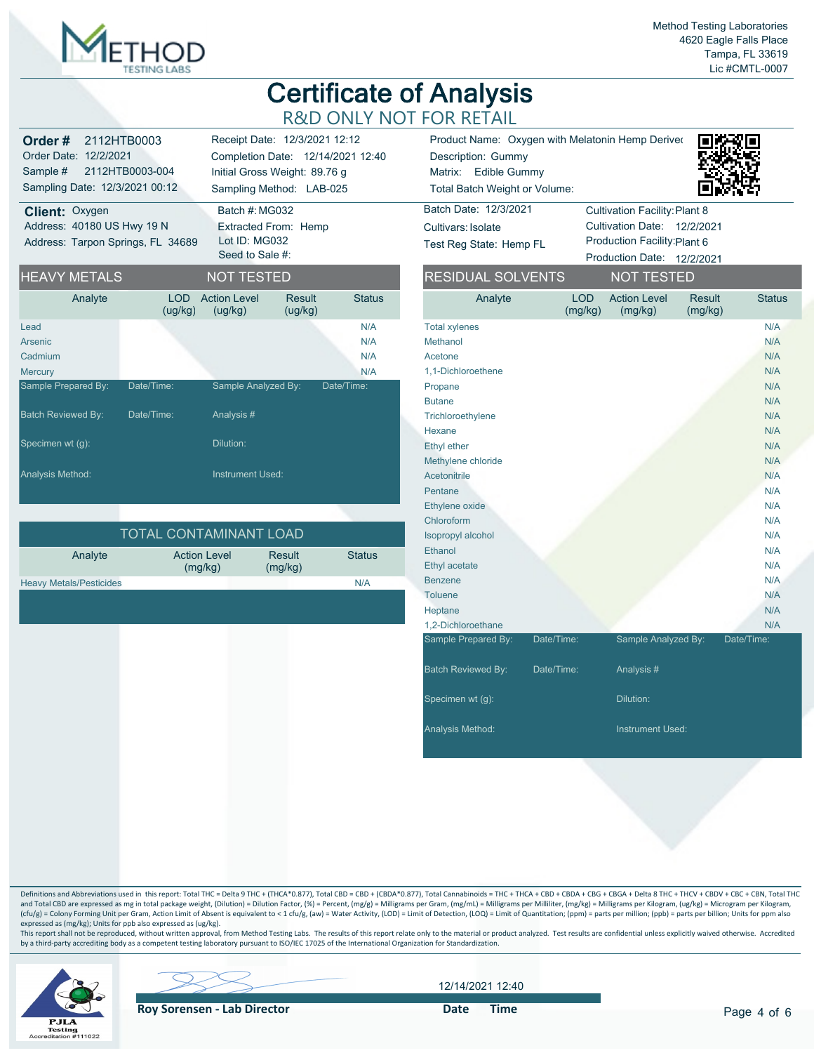Method Testing Laboratories
4620 Eagle Falls Place
Tampa, FL 33619
Lic #CMTL-0007

# Certificate of Analysis

## R&D ONLY NOT FOR RETAIL

**Order #** 2112HTB0003
Order Date: 12/2/2021
Sample # 2112HTB0003-004
Sampling Date: 12/3/2021 00:12

Receipt Date: 12/3/2021 12:12
Completion Date: 12/14/2021 12:40
Initial Gross Weight: 89.76 g
Sampling Method: LAB-025

Product Name: Oxygen with Melatonin Hemp Derived
Description: Gummy
Matrix: Edible Gummy
Total Batch Weight or Volume:

**Client:** Oxygen
Address: 40180 US Hwy 19 N
Address: Tarpon Springs, FL 34689

Batch #: MG032
Extracted From: Hemp
Lot ID: MG032
Seed to Sale #:

Batch Date: 12/3/2021
Cultivars: Isolate
Test Reg State: Hemp FL

Cultivation Facility: Plant 8
Cultivation Date: 12/2/2021
Production Facility: Plant 6
Production Date: 12/2/2021

## HEAVY METALS — NOT TESTED

| Analyte | LOD (ug/kg) | Action Level (ug/kg) | Result (ug/kg) | Status |
|---|---|---|---|---|
| Lead | | | | N/A |
| Arsenic | | | | N/A |
| Cadmium | | | | N/A |
| Mercury | | | | N/A |

| | | | |
|---|---|---|---|
| Sample Prepared By: | Date/Time: | Sample Analyzed By: | Date/Time: |
| Batch Reviewed By: | Date/Time: | Analysis # | |
| Specimen wt (g): | | Dilution: | |
| Analysis Method: | | Instrument Used: | |

## TOTAL CONTAMINANT LOAD

| Analyte | Action Level (mg/kg) | Result (mg/kg) | Status |
|---|---|---|---|
| Heavy Metals/Pesticides | | | N/A |

## RESIDUAL SOLVENTS — NOT TESTED

| Analyte | LOD (mg/kg) | Action Level (mg/kg) | Result (mg/kg) | Status |
|---|---|---|---|---|
| Total xylenes | | | | N/A |
| Methanol | | | | N/A |
| Acetone | | | | N/A |
| 1,1-Dichloroethene | | | | N/A |
| Propane | | | | N/A |
| Butane | | | | N/A |
| Trichloroethylene | | | | N/A |
| Hexane | | | | N/A |
| Ethyl ether | | | | N/A |
| Methylene chloride | | | | N/A |
| Acetonitrile | | | | N/A |
| Pentane | | | | N/A |
| Ethylene oxide | | | | N/A |
| Chloroform | | | | N/A |
| Isopropyl alcohol | | | | N/A |
| Ethanol | | | | N/A |
| Ethyl acetate | | | | N/A |
| Benzene | | | | N/A |
| Toluene | | | | N/A |
| Heptane | | | | N/A |
| 1,2-Dichloroethane | | | | N/A |

| | | | |
|---|---|---|---|
| Sample Prepared By: | Date/Time: | Sample Analyzed By: | Date/Time: |
| Batch Reviewed By: | Date/Time: | Analysis # | |
| Specimen wt (g): | | Dilution: | |
| Analysis Method: | | Instrument Used: | |

Definitions and Abbreviations used in this report: Total THC = Delta 9 THC + (THCA*0.877), Total CBD = CBD + (CBDA*0.877), Total Cannabinoids = THC + THCA + CBD + CBDA + CBG + CBGA + Delta 8 THC + THCV + CBDV + CBC + CBN, Total THC and Total CBD are expressed as mg in total package weight, (Dilution) = Dilution Factor, (%) = Percent, (mg/g) = Milligrams per Gram, (mg/mL) = Milligrams per Milliliter, (mg/kg) = Milligrams per Kilogram, (ug/kg) = Microgram per Kilogram, (cfu/g) = Colony Forming Unit per Gram, Action Limit of Absent is equivalent to < 1 cfu/g, (aw) = Water Activity, (LOD) = Limit of Detection, (LOQ) = Limit of Quantitation; (ppm) = parts per million; (ppb) = parts per billion; Units for ppm also expressed as (mg/kg); Units for ppb also expressed as (ug/kg).

This report shall not be reproduced, without written approval, from Method Testing Labs. The results of this report relate only to the material or product analyzed. Test results are confidential unless explicitly waived otherwise. Accredited by a third-party accrediting body as a competent testing laboratory pursuant to ISO/IEC 17025 of the International Organization for Standardization.

PJLA Testing Accreditation #111022

**Roy Sorensen - Lab Director**

12/14/2021 12:40
**Date Time**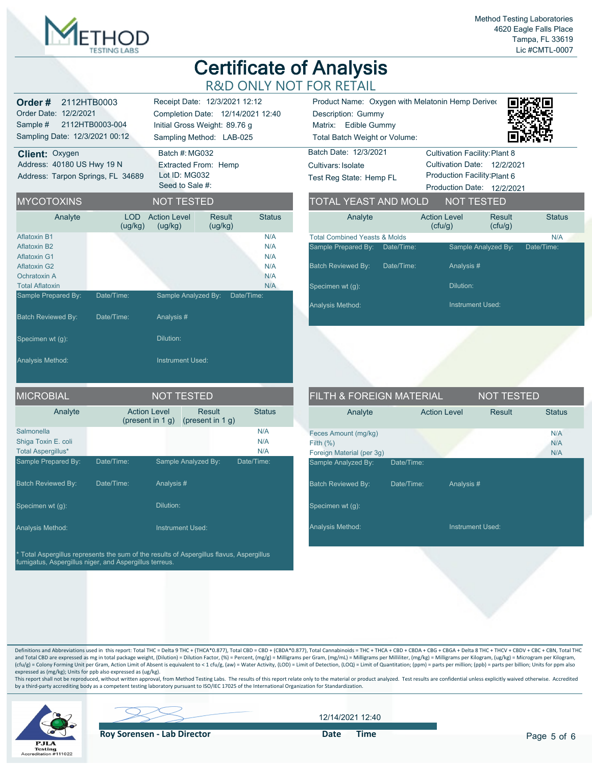Method Testing Laboratories
4620 Eagle Falls Place
Tampa, FL 33619
Lic #CMTL-0007

# Certificate of Analysis

## R&D ONLY NOT FOR RETAIL

**Order #** 2112HTB0003
Order Date: 12/2/2021
Sample # 2112HTB0003-004
Sampling Date: 12/3/2021 00:12

Receipt Date: 12/3/2021 12:12
Completion Date: 12/14/2021 12:40
Initial Gross Weight: 89.76 g
Sampling Method: LAB-025

Product Name: Oxygen with Melatonin Hemp Derived
Description: Gummy
Matrix: Edible Gummy
Total Batch Weight or Volume:

**Client:** Oxygen
Address: 40180 US Hwy 19 N
Address: Tarpon Springs, FL 34689

Batch #: MG032
Extracted From: Hemp
Lot ID: MG032
Seed to Sale #:

Batch Date: 12/3/2021
Cultivars: Isolate
Test Reg State: Hemp FL

Cultivation Facility: Plant 8
Cultivation Date: 12/2/2021
Production Facility: Plant 6
Production Date: 12/2/2021

## MYCOTOXINS — NOT TESTED

| Analyte | LOD (ug/kg) | Action Level (ug/kg) | Result (ug/kg) | Status |
|---|---|---|---|---|
| Aflatoxin B1 | | | | N/A |
| Aflatoxin B2 | | | | N/A |
| Aflatoxin G1 | | | | N/A |
| Aflatoxin G2 | | | | N/A |
| Ochratoxin A | | | | N/A |
| Total Aflatoxin | | | | N/A |

Sample Prepared By: Date/Time: Sample Analyzed By: Date/Time:
Batch Reviewed By: Date/Time: Analysis #
Specimen wt (g): Dilution:
Analysis Method: Instrument Used:

## TOTAL YEAST AND MOLD — NOT TESTED

| Analyte | Action Level (cfu/g) | Result (cfu/g) | Status |
|---|---|---|---|
| Total Combined Yeasts & Molds | | | N/A |

Sample Prepared By: Date/Time: Sample Analyzed By: Date/Time:
Batch Reviewed By: Date/Time: Analysis #
Specimen wt (g): Dilution:
Analysis Method: Instrument Used:

## MICROBIAL — NOT TESTED

| Analyte | Action Level (present in 1 g) | Result (present in 1 g) | Status |
|---|---|---|---|
| Salmonella | | | N/A |
| Shiga Toxin E. coli | | | N/A |
| Total Aspergillus* | | | N/A |

Sample Prepared By: Date/Time: Sample Analyzed By: Date/Time:
Batch Reviewed By: Date/Time: Analysis #
Specimen wt (g): Dilution:
Analysis Method: Instrument Used:

* Total Aspergillus represents the sum of the results of Aspergillus flavus, Aspergillus fumigatus, Aspergillus niger, and Aspergillus terreus.

## FILTH & FOREIGN MATERIAL — NOT TESTED

| Analyte | Action Level | Result | Status |
|---|---|---|---|
| Feces Amount (mg/kg) | | | N/A |
| Filth (%) | | | N/A |
| Foreign Material (per 3g) | | | N/A |

Sample Analyzed By: Date/Time:
Batch Reviewed By: Date/Time: Analysis #
Specimen wt (g):
Analysis Method: Instrument Used:

Definitions and Abbreviations used in this report: Total THC = Delta 9 THC + (THCA*0.877), Total CBD = CBD + (CBDA*0.877), Total Cannabinoids = THC + THCA + CBD + CBDA + CBG + CBGA + Delta 8 THC + THCV + CBDV + CBC + CBN, Total THC and Total CBD are expressed as mg in total package weight, (Dilution) = Dilution Factor, (%) = Percent, (mg/g) = Milligrams per Gram, (mg/mL) = Milligrams per Milliliter, (mg/kg) = Milligrams per Kilogram, (ug/kg) = Microgram per Kilogram, (cfu/g) = Colony Forming Unit per Gram, Action Limit of Absent is equivalent to < 1 cfu/g, (aw) = Water Activity, (LOD) = Limit of Detection, (LOQ) = Limit of Quantitation; (ppm) = parts per million; (ppb) = parts per billion; Units for ppm also expressed as (mg/kg); Units for ppb also expressed as (ug/kg).
This report shall not be reproduced, without written approval, from Method Testing Labs. The results of this report relate only to the material or product analyzed. Test results are confidential unless explicitly waived otherwise. Accredited by a third-party accrediting body as a competent testing laboratory pursuant to ISO/IEC 17025 of the International Organization for Standardization.

PJLA Testing Accreditation #111022

Roy Sorensen - Lab Director

Date Time: 12/14/2021 12:40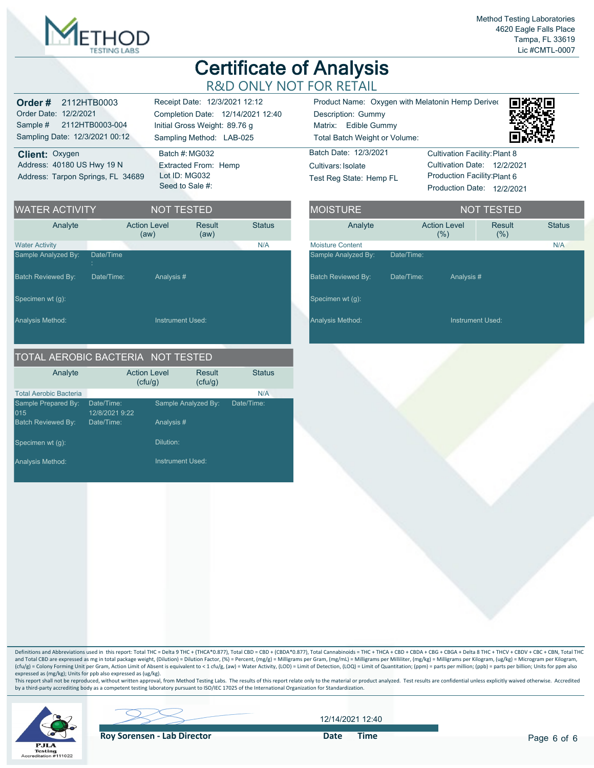Method Testing Laboratories
4620 Eagle Falls Place
Tampa, FL 33619
Lic #CMTL-0007

# Certificate of Analysis

## R&D ONLY NOT FOR RETAIL

**Order #** 2112HTB0003
Order Date: 12/2/2021
Sample # 2112HTB0003-004
Sampling Date: 12/3/2021 00:12

Receipt Date: 12/3/2021 12:12
Completion Date: 12/14/2021 12:40
Initial Gross Weight: 89.76 g
Sampling Method: LAB-025

Product Name: Oxygen with Melatonin Hemp Derivec
Description: Gummy
Matrix: Edible Gummy
Total Batch Weight or Volume:

**Client:** Oxygen
Address: 40180 US Hwy 19 N
Address: Tarpon Springs, FL 34689

Batch #: MG032
Extracted From: Hemp
Lot ID: MG032
Seed to Sale #:

Batch Date: 12/3/2021
Cultivars: Isolate
Test Reg State: Hemp FL

Cultivation Facility: Plant 8
Cultivation Date: 12/2/2021
Production Facility: Plant 6
Production Date: 12/2/2021

### WATER ACTIVITY — NOT TESTED

| Analyte | Action Level (aw) | Result (aw) | Status |
|---|---|---|---|
| Water Activity | | | N/A |

Sample Analyzed By: Date/Time:
Batch Reviewed By: Date/Time: Analysis #
Specimen wt (g):
Analysis Method: Instrument Used:

### MOISTURE — NOT TESTED

| Analyte | Action Level (%) | Result (%) | Status |
|---|---|---|---|
| Moisture Content | | | N/A |

Sample Analyzed By: Date/Time:
Batch Reviewed By: Date/Time: Analysis #
Specimen wt (g):
Analysis Method: Instrument Used:

### TOTAL AEROBIC BACTERIA — NOT TESTED

| Analyte | Action Level (cfu/g) | Result (cfu/g) | Status |
|---|---|---|---|
| Total Aerobic Bacteria | | | N/A |

Sample Prepared By: 015 Date/Time: 12/8/2021 9:22 Sample Analyzed By: Date/Time:
Batch Reviewed By: Date/Time: Analysis #
Specimen wt (g): Dilution:
Analysis Method: Instrument Used:

Definitions and Abbreviations used in this report: Total THC = Delta 9 THC + (THCA*0.877), Total CBD = CBD + (CBDA*0.877), Total Cannabinoids = THC + THCA + CBD + CBDA + CBG + CBGA + Delta 8 THC + THCV + CBDV + CBC + CBN, Total THC and Total CBD are expressed as mg in total package weight, (Dilution) = Dilution Factor, (%) = Percent, (mg/g) = Milligrams per Gram, (mg/mL) = Milligrams per Milliliter, (mg/kg) = Milligrams per Kilogram, (ug/kg) = Microgram per Kilogram, (cfu/g) = Colony Forming Unit per Gram, Action Limit of Absent is equivalent to < 1 cfu/g, (aw) = Water Activity, (LOD) = Limit of Detection, (LOQ) = Limit of Quantitation; (ppm) = parts per million; (ppb) = parts per billion; Units for ppm also expressed as (mg/kg); Units for ppb also expressed as (ug/kg).
This report shall not be reproduced, without written approval, from Method Testing Labs. The results of this report relate only to the material or product analyzed. Test results are confidential unless explicitly waived otherwise. Accredited by a third-party accrediting body as a competent testing laboratory pursuant to ISO/IEC 17025 of the International Organization for Standardization.

PJLA Testing Accreditation #111022

**Roy Sorensen - Lab Director**

12/14/2021 12:40
**Date Time**